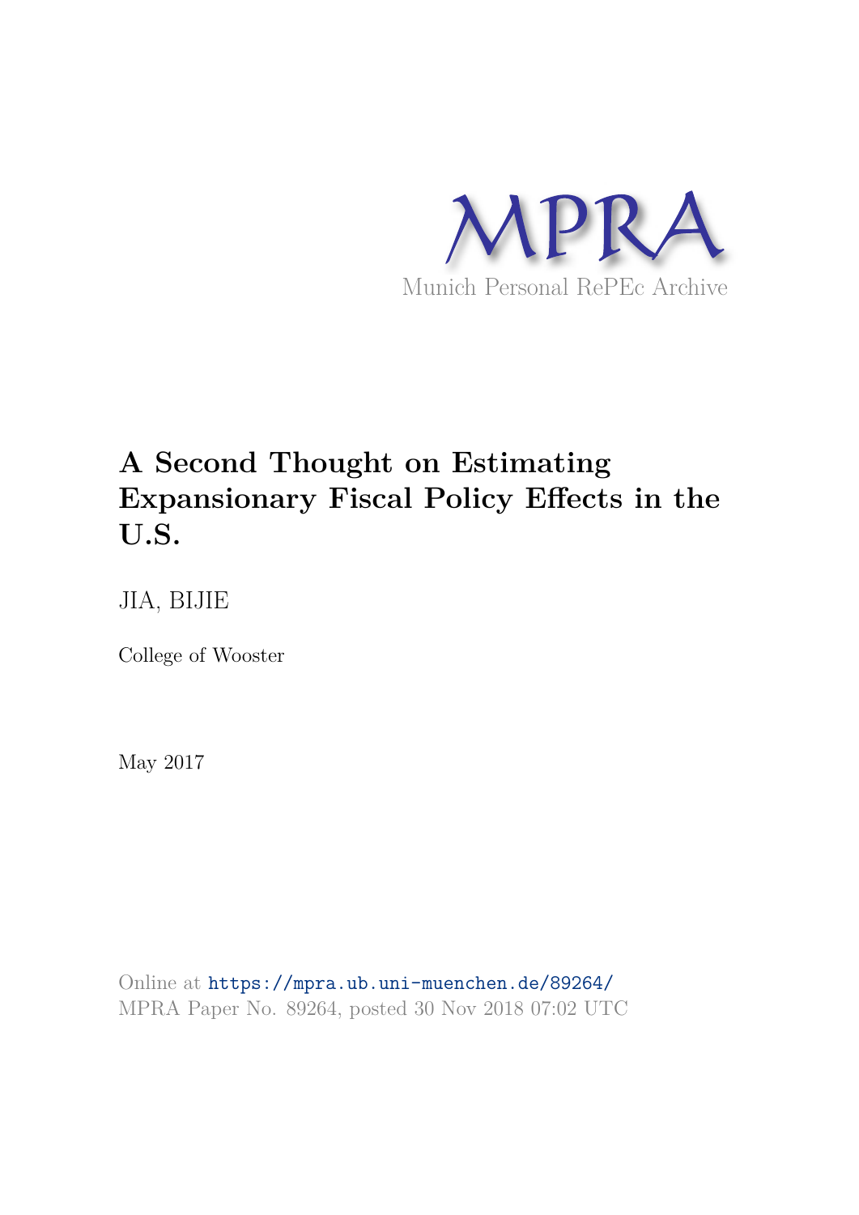MPRA

Munich Personal RePEc Archive

# A Second Thought on Estimating Expansionary Fiscal Policy Effects in the U.S.

JIA, BIJIE

College of Wooster

May 2017

Online at https://mpra.ub.uni-muenchen.de/89264/
MPRA Paper No. 89264, posted 30 Nov 2018 07:02 UTC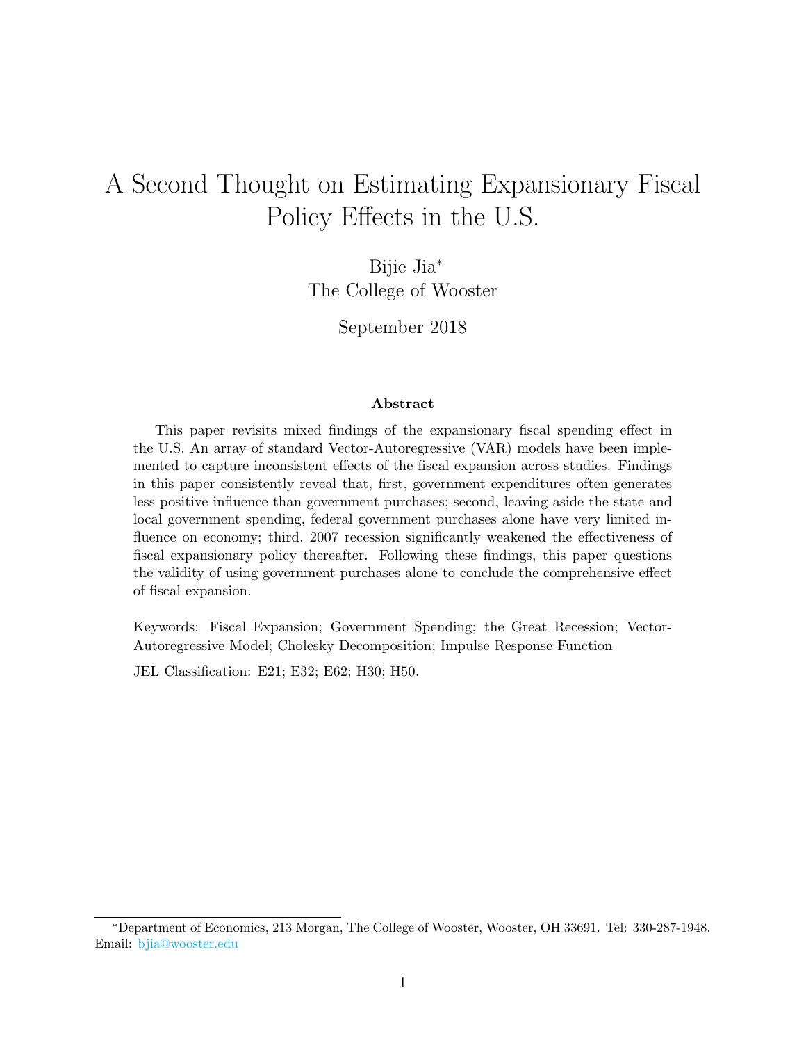# A Second Thought on Estimating Expansionary Fiscal Policy Effects in the U.S.

Bijie Jia[*]
The College of Wooster

September 2018

**Abstract**

This paper revisits mixed findings of the expansionary fiscal spending effect in the U.S. An array of standard Vector-Autoregressive (VAR) models have been implemented to capture inconsistent effects of the fiscal expansion across studies. Findings in this paper consistently reveal that, first, government expenditures often generates less positive influence than government purchases; second, leaving aside the state and local government spending, federal government purchases alone have very limited influence on economy; third, 2007 recession significantly weakened the effectiveness of fiscal expansionary policy thereafter. Following these findings, this paper questions the validity of using government purchases alone to conclude the comprehensive effect of fiscal expansion.

Keywords: Fiscal Expansion; Government Spending; the Great Recession; Vector-Autoregressive Model; Cholesky Decomposition; Impulse Response Function

JEL Classification: E21; E32; E62; H30; H50.

---

[*]Department of Economics, 213 Morgan, The College of Wooster, Wooster, OH 33691. Tel: 330-287-1948. Email: bjia@wooster.edu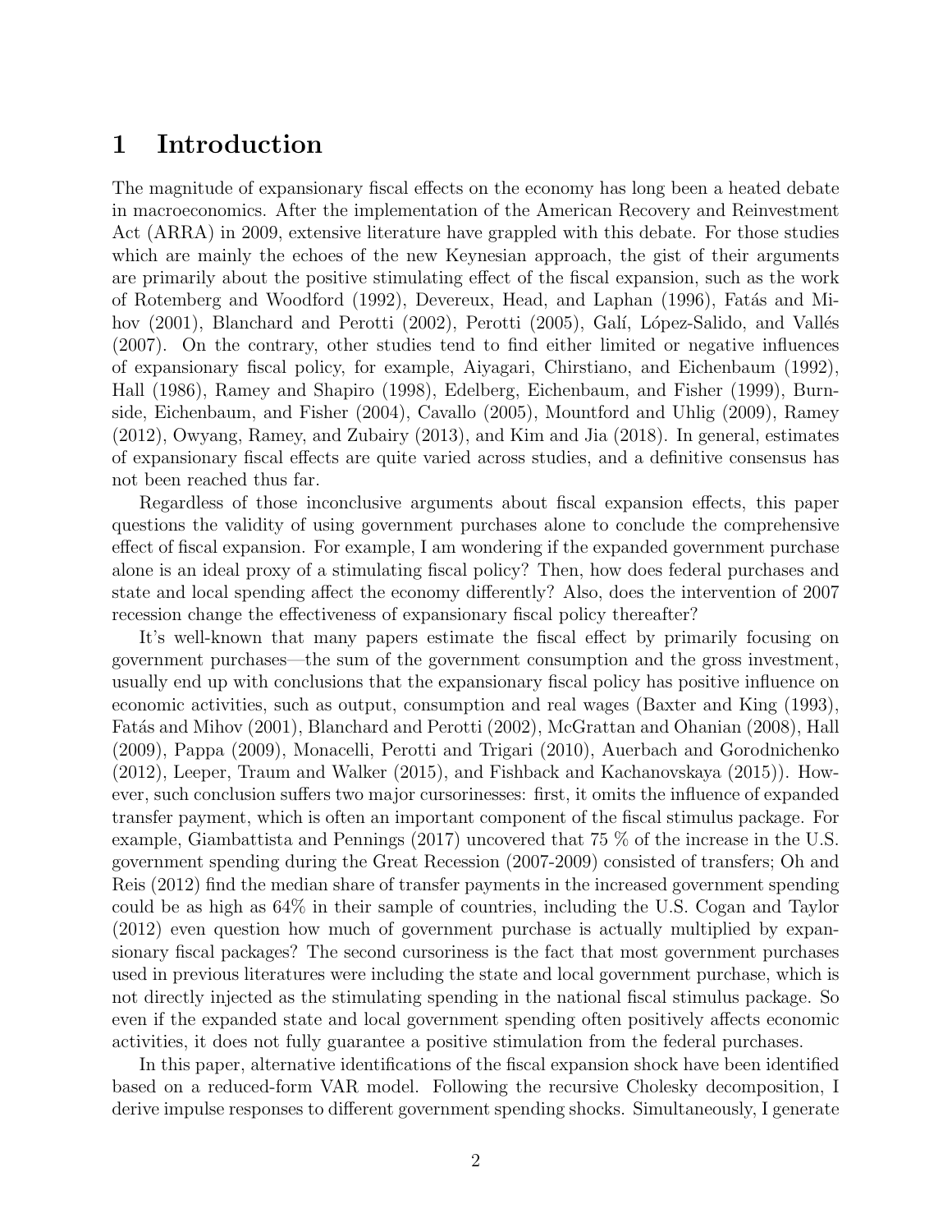# 1 Introduction

The magnitude of expansionary fiscal effects on the economy has long been a heated debate in macroeconomics. After the implementation of the American Recovery and Reinvestment Act (ARRA) in 2009, extensive literature have grappled with this debate. For those studies which are mainly the echoes of the new Keynesian approach, the gist of their arguments are primarily about the positive stimulating effect of the fiscal expansion, such as the work of Rotemberg and Woodford (1992), Devereux, Head, and Laphan (1996), Fatás and Mihov (2001), Blanchard and Perotti (2002), Perotti (2005), Galí, López-Salido, and Vallés (2007). On the contrary, other studies tend to find either limited or negative influences of expansionary fiscal policy, for example, Aiyagari, Chirstiano, and Eichenbaum (1992), Hall (1986), Ramey and Shapiro (1998), Edelberg, Eichenbaum, and Fisher (1999), Burnside, Eichenbaum, and Fisher (2004), Cavallo (2005), Mountford and Uhlig (2009), Ramey (2012), Owyang, Ramey, and Zubairy (2013), and Kim and Jia (2018). In general, estimates of expansionary fiscal effects are quite varied across studies, and a definitive consensus has not been reached thus far.

Regardless of those inconclusive arguments about fiscal expansion effects, this paper questions the validity of using government purchases alone to conclude the comprehensive effect of fiscal expansion. For example, I am wondering if the expanded government purchase alone is an ideal proxy of a stimulating fiscal policy? Then, how does federal purchases and state and local spending affect the economy differently? Also, does the intervention of 2007 recession change the effectiveness of expansionary fiscal policy thereafter?

It's well-known that many papers estimate the fiscal effect by primarily focusing on government purchases—the sum of the government consumption and the gross investment, usually end up with conclusions that the expansionary fiscal policy has positive influence on economic activities, such as output, consumption and real wages (Baxter and King (1993), Fatás and Mihov (2001), Blanchard and Perotti (2002), McGrattan and Ohanian (2008), Hall (2009), Pappa (2009), Monacelli, Perotti and Trigari (2010), Auerbach and Gorodnichenko (2012), Leeper, Traum and Walker (2015), and Fishback and Kachanovskaya (2015)). However, such conclusion suffers two major cursorinesses: first, it omits the influence of expanded transfer payment, which is often an important component of the fiscal stimulus package. For example, Giambattista and Pennings (2017) uncovered that 75 % of the increase in the U.S. government spending during the Great Recession (2007-2009) consisted of transfers; Oh and Reis (2012) find the median share of transfer payments in the increased government spending could be as high as 64% in their sample of countries, including the U.S. Cogan and Taylor (2012) even question how much of government purchase is actually multiplied by expansionary fiscal packages? The second cursoriness is the fact that most government purchases used in previous literatures were including the state and local government purchase, which is not directly injected as the stimulating spending in the national fiscal stimulus package. So even if the expanded state and local government spending often positively affects economic activities, it does not fully guarantee a positive stimulation from the federal purchases.

In this paper, alternative identifications of the fiscal expansion shock have been identified based on a reduced-form VAR model. Following the recursive Cholesky decomposition, I derive impulse responses to different government spending shocks. Simultaneously, I generate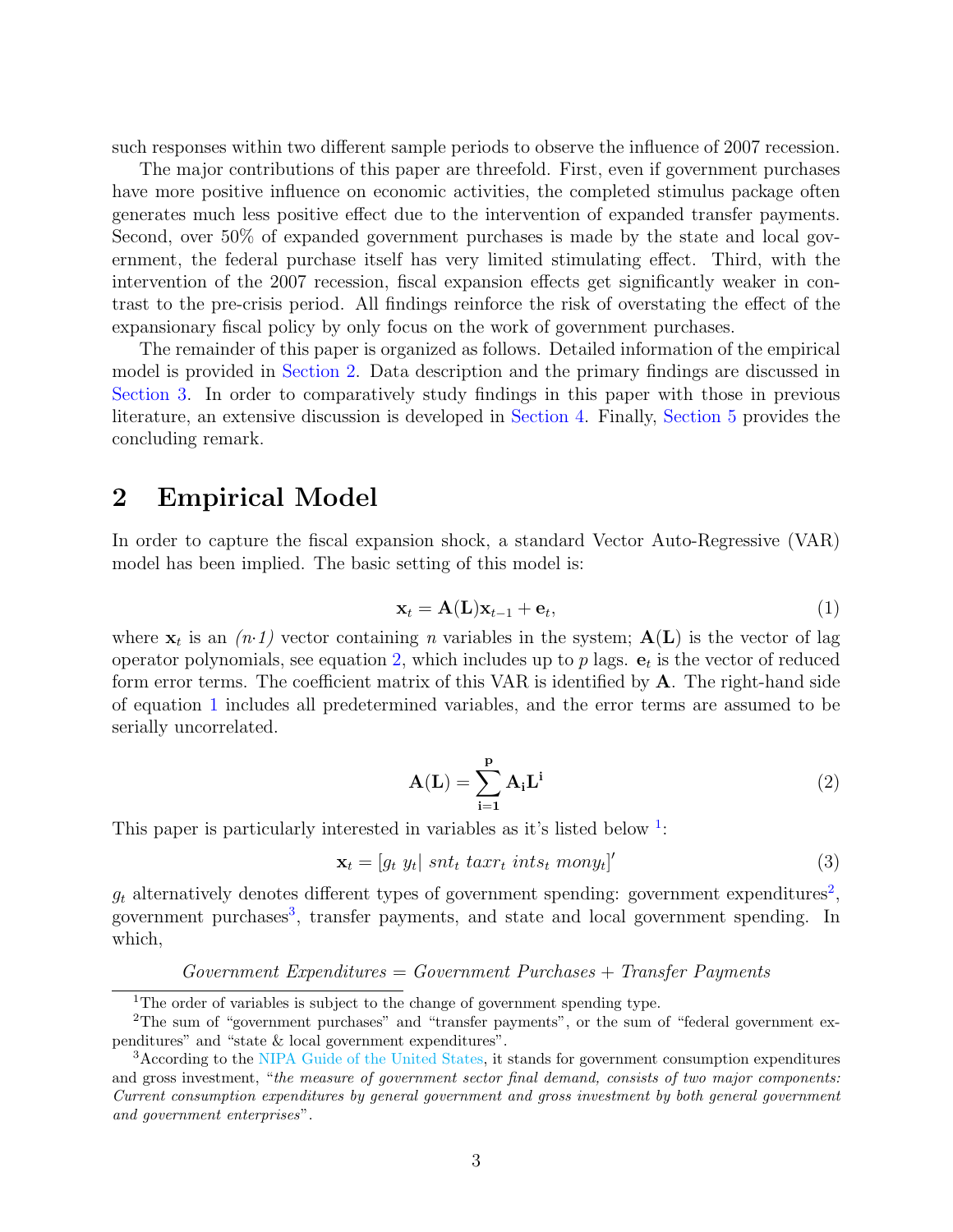such responses within two different sample periods to observe the influence of 2007 recession.

The major contributions of this paper are threefold. First, even if government purchases have more positive influence on economic activities, the completed stimulus package often generates much less positive effect due to the intervention of expanded transfer payments. Second, over 50% of expanded government purchases is made by the state and local government, the federal purchase itself has very limited stimulating effect. Third, with the intervention of the 2007 recession, fiscal expansion effects get significantly weaker in contrast to the pre-crisis period. All findings reinforce the risk of overstating the effect of the expansionary fiscal policy by only focus on the work of government purchases.

The remainder of this paper is organized as follows. Detailed information of the empirical model is provided in Section 2. Data description and the primary findings are discussed in Section 3. In order to comparatively study findings in this paper with those in previous literature, an extensive discussion is developed in Section 4. Finally, Section 5 provides the concluding remark.

## 2 Empirical Model

In order to capture the fiscal expansion shock, a standard Vector Auto-Regressive (VAR) model has been implied. The basic setting of this model is:

$$\mathbf{x}_t = \mathbf{A}(\mathbf{L})\mathbf{x}_{t-1} + \mathbf{e}_t, \tag{1}$$

where $\mathbf{x}_t$ is an *(n·1)* vector containing $n$ variables in the system; $\mathbf{A}(\mathbf{L})$ is the vector of lag operator polynomials, see equation 2, which includes up to $p$ lags. $\mathbf{e}_t$ is the vector of reduced form error terms. The coefficient matrix of this VAR is identified by $\mathbf{A}$. The right-hand side of equation 1 includes all predetermined variables, and the error terms are assumed to be serially uncorrelated.

$$\mathbf{A}(\mathbf{L}) = \sum_{\mathbf{i=1}}^{\mathbf{p}} \mathbf{A_i L^i} \tag{2}$$

This paper is particularly interested in variables as it's listed below [1]:

$$\mathbf{x}_t = [g_t \ y_t | \ snt_t \ taxr_t \ ints_t \ mony_t]' \tag{3}$$

$g_t$ alternatively denotes different types of government spending: government expenditures[2], government purchases[3], transfer payments, and state and local government spending. In which,

$$\textit{Government Expenditures} = \textit{Government Purchases} + \textit{Transfer Payments}$$

[1] The order of variables is subject to the change of government spending type.

[2] The sum of "government purchases" and "transfer payments", or the sum of "federal government expenditures" and "state & local government expenditures".

[3] According to the NIPA Guide of the United States, it stands for government consumption expenditures and gross investment, "*the measure of government sector final demand, consists of two major components: Current consumption expenditures by general government and gross investment by both general government and government enterprises*".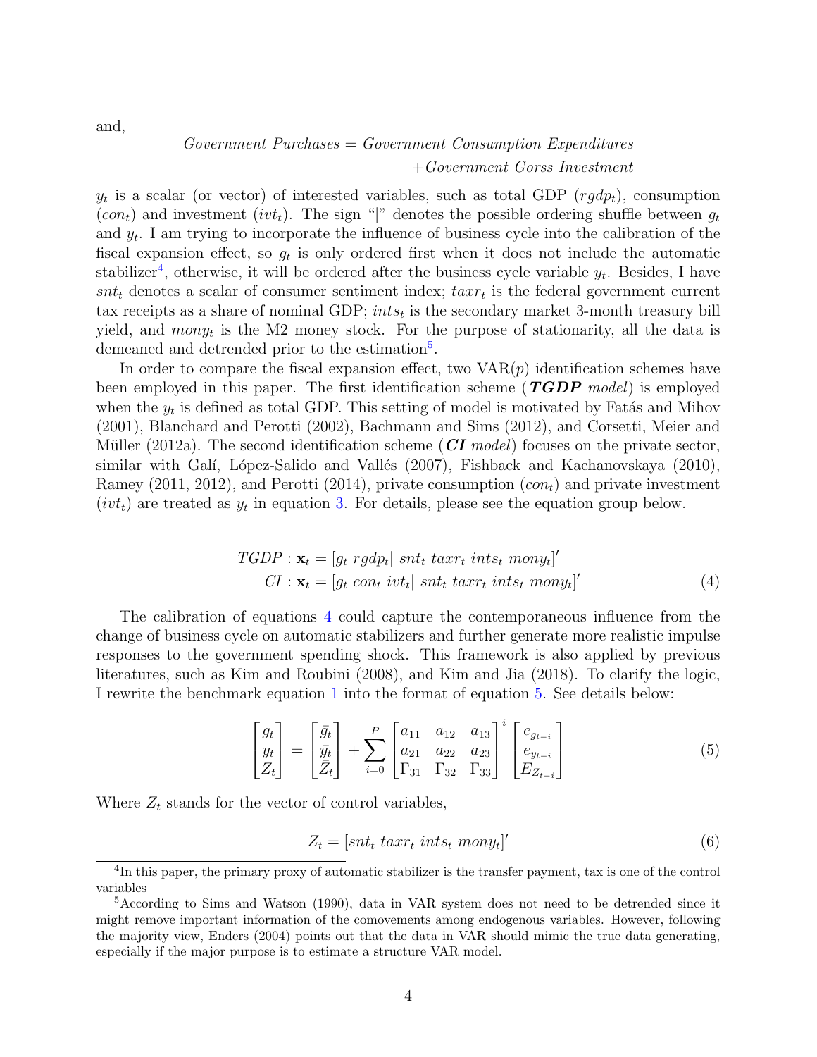and,

$$\textit{Government Purchases} = \textit{Government Consumption Expenditures} \\ +\textit{Government Gorss Investment}$$

$y_t$ is a scalar (or vector) of interested variables, such as total GDP ($rgdp_t$), consumption ($con_t$) and investment ($ivt_t$). The sign "|" denotes the possible ordering shuffle between $g_t$ and $y_t$. I am trying to incorporate the influence of business cycle into the calibration of the fiscal expansion effect, so $g_t$ is only ordered first when it does not include the automatic stabilizer[4], otherwise, it will be ordered after the business cycle variable $y_t$. Besides, I have $snt_t$ denotes a scalar of consumer sentiment index; $taxr_t$ is the federal government current tax receipts as a share of nominal GDP; $ints_t$ is the secondary market 3-month treasury bill yield, and $mony_t$ is the M2 money stock. For the purpose of stationarity, all the data is demeaned and detrended prior to the estimation[5].

In order to compare the fiscal expansion effect, two VAR($p$) identification schemes have been employed in this paper. The first identification scheme (***TGDP*** *model*) is employed when the $y_t$ is defined as total GDP. This setting of model is motivated by Fatás and Mihov (2001), Blanchard and Perotti (2002), Bachmann and Sims (2012), and Corsetti, Meier and Müller (2012a). The second identification scheme (***CI*** *model*) focuses on the private sector, similar with Galí, López-Salido and Vallés (2007), Fishback and Kachanovskaya (2010), Ramey (2011, 2012), and Perotti (2014), private consumption ($con_t$) and private investment ($ivt_t$) are treated as $y_t$ in equation 3. For details, please see the equation group below.

$$\begin{aligned} TGDP : \mathbf{x}_t &= [g_t \; rgdp_t | \; snt_t \; taxr_t \; ints_t \; mony_t]' \\ CI : \mathbf{x}_t &= [g_t \; con_t \; ivt_t | \; snt_t \; taxr_t \; ints_t \; mony_t]' \end{aligned} \tag{4}$$

The calibration of equations 4 could capture the contemporaneous influence from the change of business cycle on automatic stabilizers and further generate more realistic impulse responses to the government spending shock. This framework is also applied by previous literatures, such as Kim and Roubini (2008), and Kim and Jia (2018). To clarify the logic, I rewrite the benchmark equation 1 into the format of equation 5. See details below:

$$\begin{bmatrix} g_t \\ y_t \\ Z_t \end{bmatrix} = \begin{bmatrix} \bar{g_t} \\ \bar{y_t} \\ \bar{Z_t} \end{bmatrix} + \sum_{i=0}^{P} \begin{bmatrix} a_{11} & a_{12} & a_{13} \\ a_{21} & a_{22} & a_{23} \\ \Gamma_{31} & \Gamma_{32} & \Gamma_{33} \end{bmatrix}^i \begin{bmatrix} e_{g_{t-i}} \\ e_{y_{t-i}} \\ E_{Z_{t-i}} \end{bmatrix} \tag{5}$$

Where $Z_t$ stands for the vector of control variables,

$$Z_t = [snt_t \; taxr_t \; ints_t \; mony_t]' \tag{6}$$

[4] In this paper, the primary proxy of automatic stabilizer is the transfer payment, tax is one of the control variables

[5] According to Sims and Watson (1990), data in VAR system does not need to be detrended since it might remove important information of the comovements among endogenous variables. However, following the majority view, Enders (2004) points out that the data in VAR should mimic the true data generating, especially if the major purpose is to estimate a structure VAR model.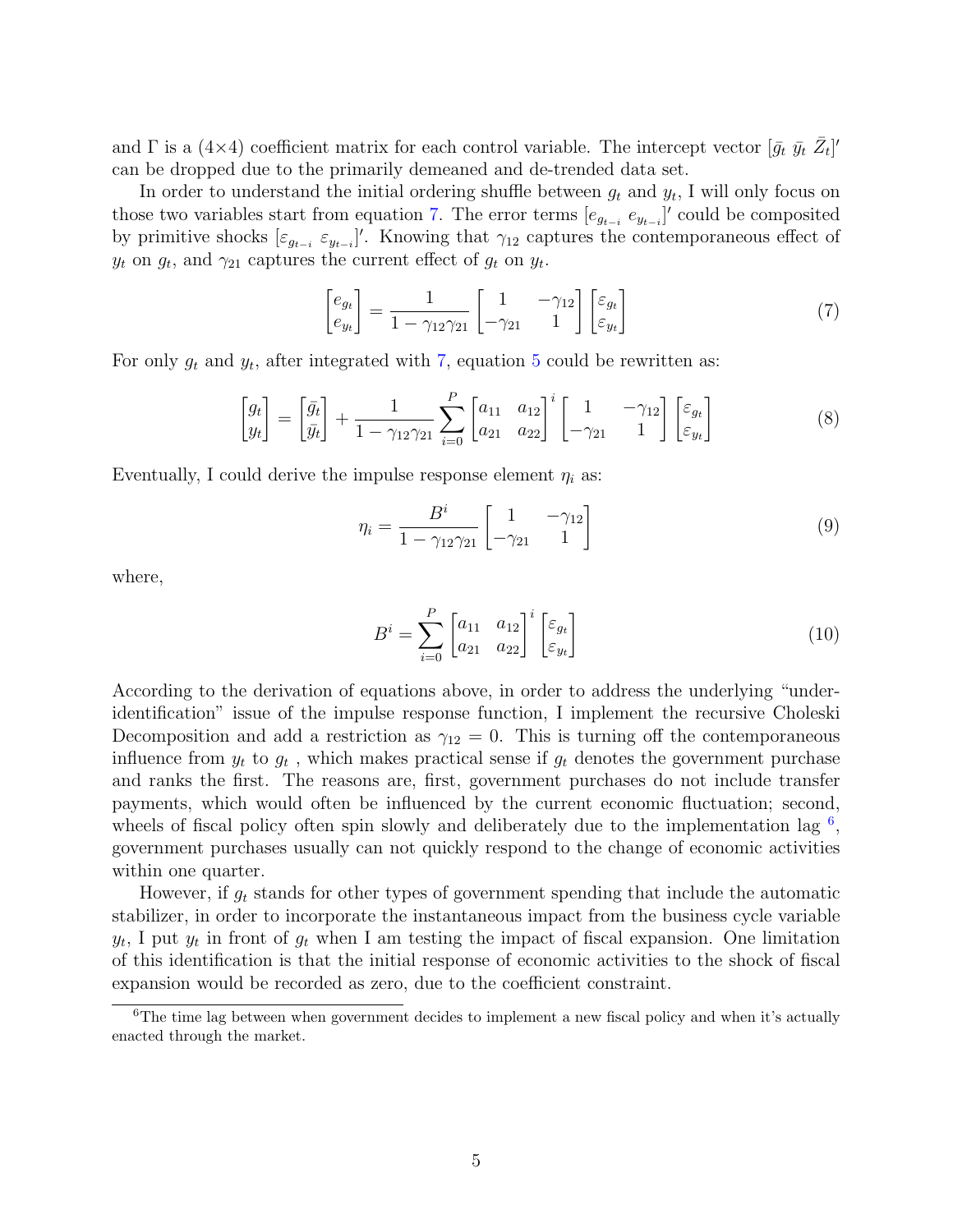and $\Gamma$ is a (4×4) coefficient matrix for each control variable. The intercept vector $[\bar{g}_t \; \bar{y}_t \; \bar{Z}_t]'$ can be dropped due to the primarily demeaned and de-trended data set.

In order to understand the initial ordering shuffle between $g_t$ and $y_t$, I will only focus on those two variables start from equation 7. The error terms $[e_{g_{t-i}} \; e_{y_{t-i}}]'$ could be composited by primitive shocks $[\varepsilon_{g_{t-i}} \; \varepsilon_{y_{t-i}}]'$. Knowing that $\gamma_{12}$ captures the contemporaneous effect of $y_t$ on $g_t$, and $\gamma_{21}$ captures the current effect of $g_t$ on $y_t$.

$$\begin{bmatrix} e_{g_t} \\ e_{y_t} \end{bmatrix} = \frac{1}{1 - \gamma_{12}\gamma_{21}} \begin{bmatrix} 1 & -\gamma_{12} \\ -\gamma_{21} & 1 \end{bmatrix} \begin{bmatrix} \varepsilon_{g_t} \\ \varepsilon_{y_t} \end{bmatrix} \tag{7}$$

For only $g_t$ and $y_t$, after integrated with 7, equation 5 could be rewritten as:

$$\begin{bmatrix} g_t \\ y_t \end{bmatrix} = \begin{bmatrix} \bar{g}_t \\ \bar{y}_t \end{bmatrix} + \frac{1}{1 - \gamma_{12}\gamma_{21}} \sum_{i=0}^{P} \begin{bmatrix} a_{11} & a_{12} \\ a_{21} & a_{22} \end{bmatrix}^i \begin{bmatrix} 1 & -\gamma_{12} \\ -\gamma_{21} & 1 \end{bmatrix} \begin{bmatrix} \varepsilon_{g_t} \\ \varepsilon_{y_t} \end{bmatrix} \tag{8}$$

Eventually, I could derive the impulse response element $\eta_i$ as:

$$\eta_i = \frac{B^i}{1 - \gamma_{12}\gamma_{21}} \begin{bmatrix} 1 & -\gamma_{12} \\ -\gamma_{21} & 1 \end{bmatrix} \tag{9}$$

where,

$$B^i = \sum_{i=0}^{P} \begin{bmatrix} a_{11} & a_{12} \\ a_{21} & a_{22} \end{bmatrix}^i \begin{bmatrix} \varepsilon_{g_t} \\ \varepsilon_{y_t} \end{bmatrix} \tag{10}$$

According to the derivation of equations above, in order to address the underlying "under-identification" issue of the impulse response function, I implement the recursive Choleski Decomposition and add a restriction as $\gamma_{12} = 0$. This is turning off the contemporaneous influence from $y_t$ to $g_t$ , which makes practical sense if $g_t$ denotes the government purchase and ranks the first. The reasons are, first, government purchases do not include transfer payments, which would often be influenced by the current economic fluctuation; second, wheels of fiscal policy often spin slowly and deliberately due to the implementation lag [6], government purchases usually can not quickly respond to the change of economic activities within one quarter.

However, if $g_t$ stands for other types of government spending that include the automatic stabilizer, in order to incorporate the instantaneous impact from the business cycle variable $y_t$, I put $y_t$ in front of $g_t$ when I am testing the impact of fiscal expansion. One limitation of this identification is that the initial response of economic activities to the shock of fiscal expansion would be recorded as zero, due to the coefficient constraint.

[6] The time lag between when government decides to implement a new fiscal policy and when it's actually enacted through the market.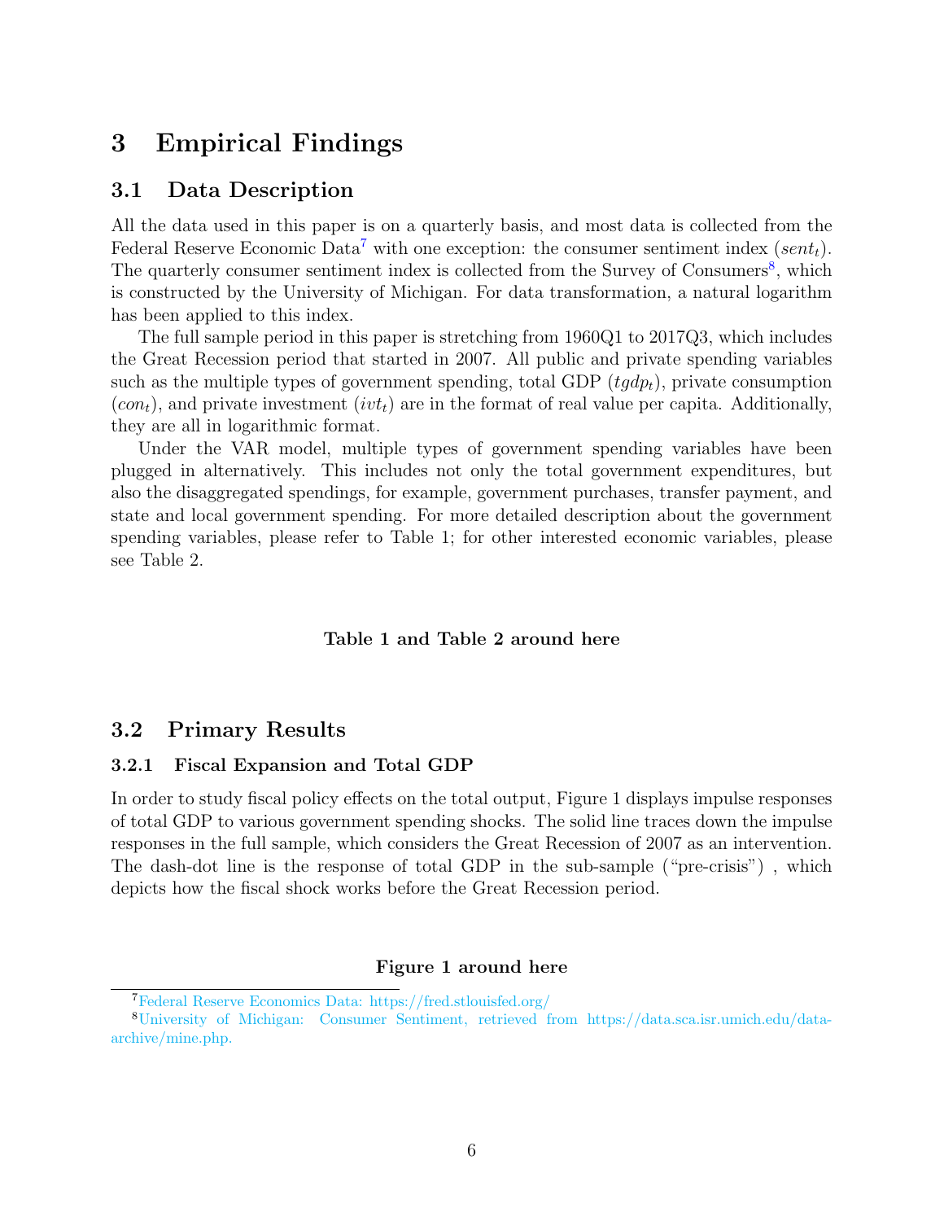# 3 Empirical Findings

## 3.1 Data Description

All the data used in this paper is on a quarterly basis, and most data is collected from the Federal Reserve Economic Data[7] with one exception: the consumer sentiment index ($sent_t$). The quarterly consumer sentiment index is collected from the Survey of Consumers[8], which is constructed by the University of Michigan. For data transformation, a natural logarithm has been applied to this index.

The full sample period in this paper is stretching from 1960Q1 to 2017Q3, which includes the Great Recession period that started in 2007. All public and private spending variables such as the multiple types of government spending, total GDP ($tgdp_t$), private consumption ($con_t$), and private investment ($ivt_t$) are in the format of real value per capita. Additionally, they are all in logarithmic format.

Under the VAR model, multiple types of government spending variables have been plugged in alternatively. This includes not only the total government expenditures, but also the disaggregated spendings, for example, government purchases, transfer payment, and state and local government spending. For more detailed description about the government spending variables, please refer to Table 1; for other interested economic variables, please see Table 2.

**Table 1 and Table 2 around here**

## 3.2 Primary Results

### 3.2.1 Fiscal Expansion and Total GDP

In order to study fiscal policy effects on the total output, Figure 1 displays impulse responses of total GDP to various government spending shocks. The solid line traces down the impulse responses in the full sample, which considers the Great Recession of 2007 as an intervention. The dash-dot line is the response of total GDP in the sub-sample ("pre-crisis") , which depicts how the fiscal shock works before the Great Recession period.

**Figure 1 around here**

[7] Federal Reserve Economics Data: https://fred.stlouisfed.org/

[8] University of Michigan: Consumer Sentiment, retrieved from https://data.sca.isr.umich.edu/data-archive/mine.php.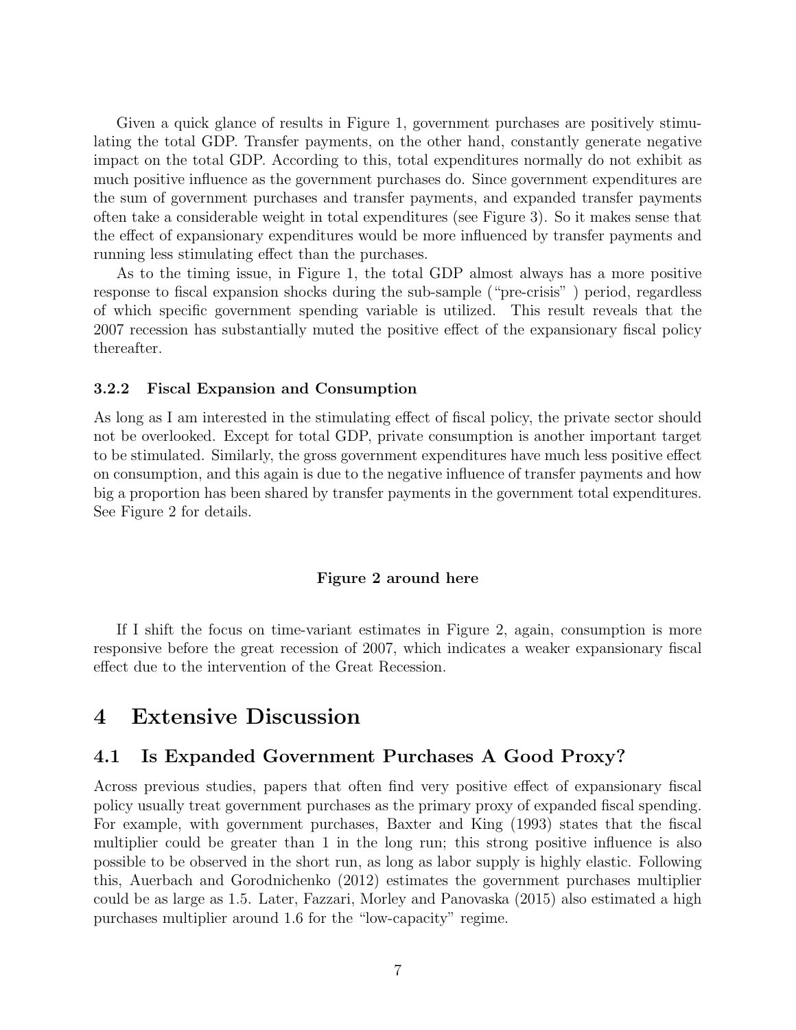Given a quick glance of results in Figure 1, government purchases are positively stimulating the total GDP. Transfer payments, on the other hand, constantly generate negative impact on the total GDP. According to this, total expenditures normally do not exhibit as much positive influence as the government purchases do. Since government expenditures are the sum of government purchases and transfer payments, and expanded transfer payments often take a considerable weight in total expenditures (see Figure 3). So it makes sense that the effect of expansionary expenditures would be more influenced by transfer payments and running less stimulating effect than the purchases.

As to the timing issue, in Figure 1, the total GDP almost always has a more positive response to fiscal expansion shocks during the sub-sample ("pre-crisis" ) period, regardless of which specific government spending variable is utilized. This result reveals that the 2007 recession has substantially muted the positive effect of the expansionary fiscal policy thereafter.

### 3.2.2 Fiscal Expansion and Consumption

As long as I am interested in the stimulating effect of fiscal policy, the private sector should not be overlooked. Except for total GDP, private consumption is another important target to be stimulated. Similarly, the gross government expenditures have much less positive effect on consumption, and this again is due to the negative influence of transfer payments and how big a proportion has been shared by transfer payments in the government total expenditures. See Figure 2 for details.

**Figure 2 around here**

If I shift the focus on time-variant estimates in Figure 2, again, consumption is more responsive before the great recession of 2007, which indicates a weaker expansionary fiscal effect due to the intervention of the Great Recession.

# 4 Extensive Discussion

## 4.1 Is Expanded Government Purchases A Good Proxy?

Across previous studies, papers that often find very positive effect of expansionary fiscal policy usually treat government purchases as the primary proxy of expanded fiscal spending. For example, with government purchases, Baxter and King (1993) states that the fiscal multiplier could be greater than 1 in the long run; this strong positive influence is also possible to be observed in the short run, as long as labor supply is highly elastic. Following this, Auerbach and Gorodnichenko (2012) estimates the government purchases multiplier could be as large as 1.5. Later, Fazzari, Morley and Panovaska (2015) also estimated a high purchases multiplier around 1.6 for the "low-capacity" regime.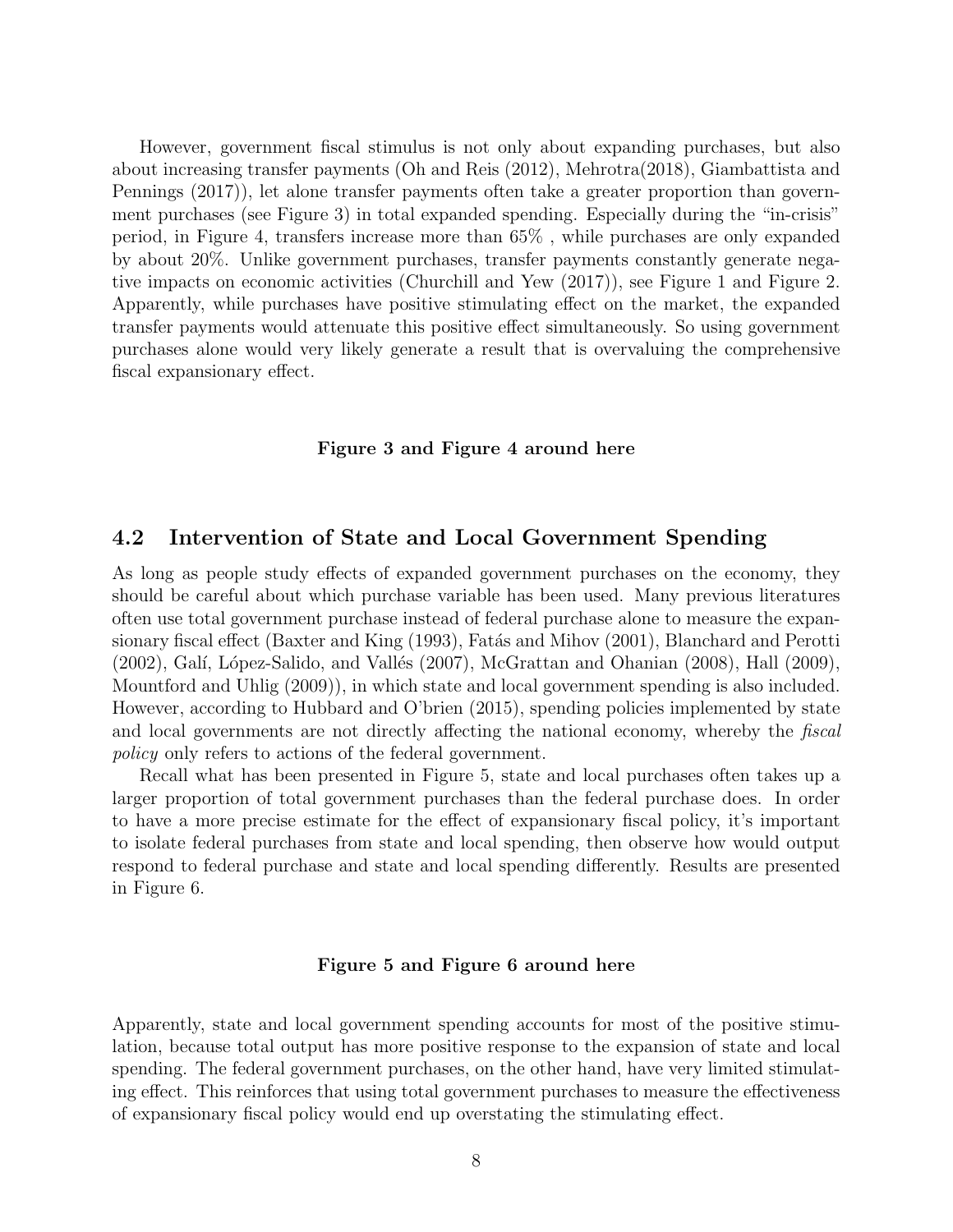However, government fiscal stimulus is not only about expanding purchases, but also about increasing transfer payments (Oh and Reis (2012), Mehrotra(2018), Giambattista and Pennings (2017)), let alone transfer payments often take a greater proportion than government purchases (see Figure 3) in total expanded spending. Especially during the "in-crisis" period, in Figure 4, transfers increase more than 65% , while purchases are only expanded by about 20%. Unlike government purchases, transfer payments constantly generate negative impacts on economic activities (Churchill and Yew (2017)), see Figure 1 and Figure 2. Apparently, while purchases have positive stimulating effect on the market, the expanded transfer payments would attenuate this positive effect simultaneously. So using government purchases alone would very likely generate a result that is overvaluing the comprehensive fiscal expansionary effect.

**Figure 3 and Figure 4 around here**

## 4.2 Intervention of State and Local Government Spending

As long as people study effects of expanded government purchases on the economy, they should be careful about which purchase variable has been used. Many previous literatures often use total government purchase instead of federal purchase alone to measure the expansionary fiscal effect (Baxter and King (1993), Fatás and Mihov (2001), Blanchard and Perotti (2002), Galí, López-Salido, and Vallés (2007), McGrattan and Ohanian (2008), Hall (2009), Mountford and Uhlig (2009)), in which state and local government spending is also included. However, according to Hubbard and O'brien (2015), spending policies implemented by state and local governments are not directly affecting the national economy, whereby the *fiscal policy* only refers to actions of the federal government.

Recall what has been presented in Figure 5, state and local purchases often takes up a larger proportion of total government purchases than the federal purchase does. In order to have a more precise estimate for the effect of expansionary fiscal policy, it's important to isolate federal purchases from state and local spending, then observe how would output respond to federal purchase and state and local spending differently. Results are presented in Figure 6.

**Figure 5 and Figure 6 around here**

Apparently, state and local government spending accounts for most of the positive stimulation, because total output has more positive response to the expansion of state and local spending. The federal government purchases, on the other hand, have very limited stimulating effect. This reinforces that using total government purchases to measure the effectiveness of expansionary fiscal policy would end up overstating the stimulating effect.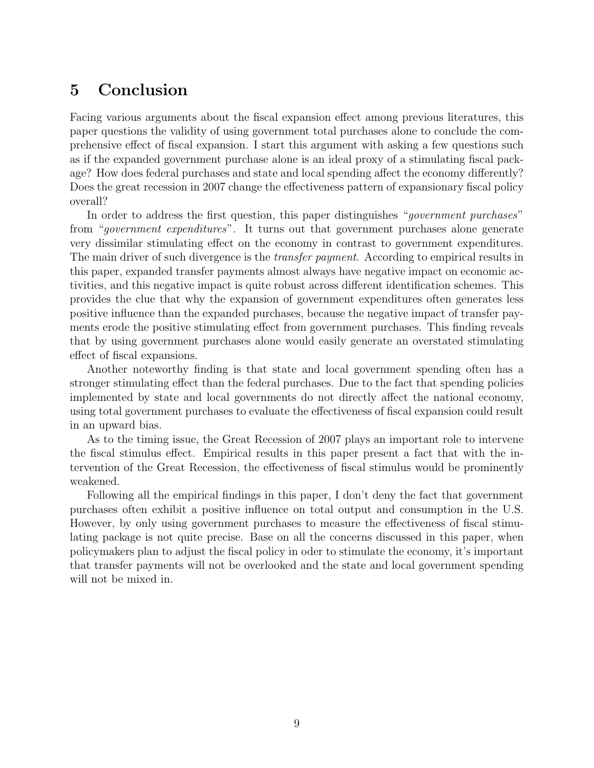## 5 Conclusion

Facing various arguments about the fiscal expansion effect among previous literatures, this paper questions the validity of using government total purchases alone to conclude the comprehensive effect of fiscal expansion. I start this argument with asking a few questions such as if the expanded government purchase alone is an ideal proxy of a stimulating fiscal package? How does federal purchases and state and local spending affect the economy differently? Does the great recession in 2007 change the effectiveness pattern of expansionary fiscal policy overall?

In order to address the first question, this paper distinguishes "*government purchases*" from "*government expenditures*". It turns out that government purchases alone generate very dissimilar stimulating effect on the economy in contrast to government expenditures. The main driver of such divergence is the *transfer payment*. According to empirical results in this paper, expanded transfer payments almost always have negative impact on economic activities, and this negative impact is quite robust across different identification schemes. This provides the clue that why the expansion of government expenditures often generates less positive influence than the expanded purchases, because the negative impact of transfer payments erode the positive stimulating effect from government purchases. This finding reveals that by using government purchases alone would easily generate an overstated stimulating effect of fiscal expansions.

Another noteworthy finding is that state and local government spending often has a stronger stimulating effect than the federal purchases. Due to the fact that spending policies implemented by state and local governments do not directly affect the national economy, using total government purchases to evaluate the effectiveness of fiscal expansion could result in an upward bias.

As to the timing issue, the Great Recession of 2007 plays an important role to intervene the fiscal stimulus effect. Empirical results in this paper present a fact that with the intervention of the Great Recession, the effectiveness of fiscal stimulus would be prominently weakened.

Following all the empirical findings in this paper, I don't deny the fact that government purchases often exhibit a positive influence on total output and consumption in the U.S. However, by only using government purchases to measure the effectiveness of fiscal stimulating package is not quite precise. Base on all the concerns discussed in this paper, when policymakers plan to adjust the fiscal policy in oder to stimulate the economy, it's important that transfer payments will not be overlooked and the state and local government spending will not be mixed in.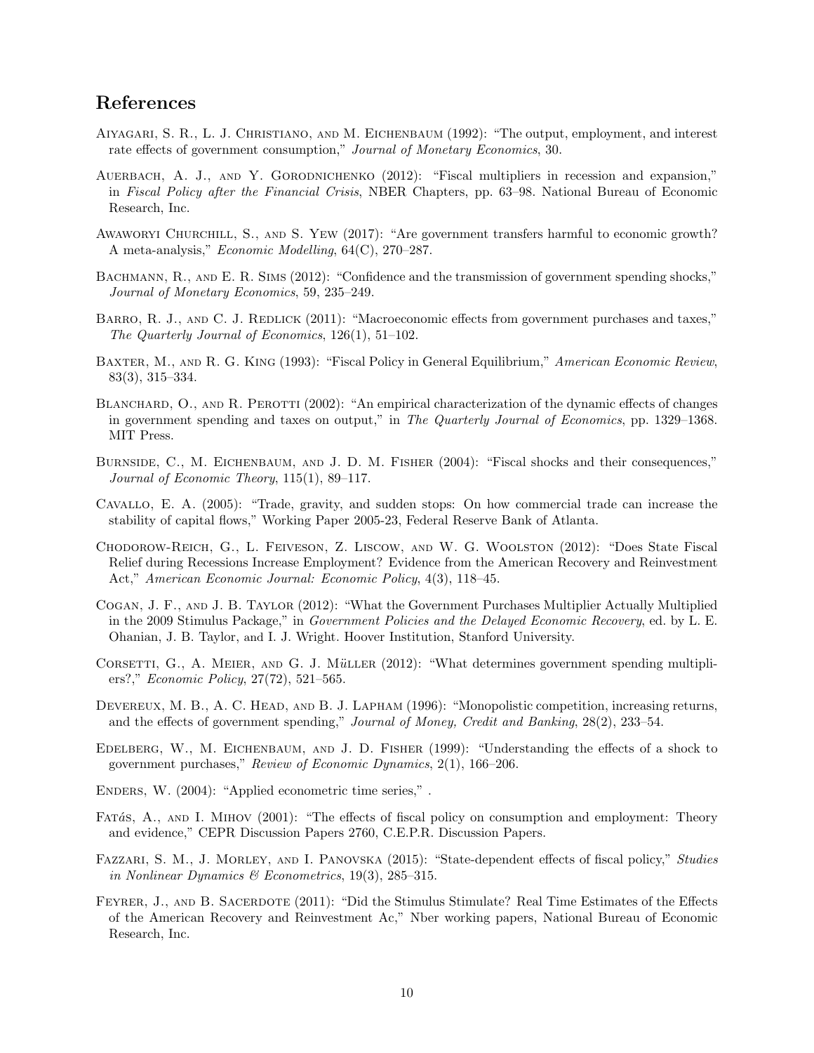## References

Aiyagari, S. R., L. J. Christiano, and M. Eichenbaum (1992): "The output, employment, and interest rate effects of government consumption," *Journal of Monetary Economics*, 30.

Auerbach, A. J., and Y. Gorodnichenko (2012): "Fiscal multipliers in recession and expansion," in *Fiscal Policy after the Financial Crisis*, NBER Chapters, pp. 63–98. National Bureau of Economic Research, Inc.

Awaworyi Churchill, S., and S. Yew (2017): "Are government transfers harmful to economic growth? A meta-analysis," *Economic Modelling*, 64(C), 270–287.

Bachmann, R., and E. R. Sims (2012): "Confidence and the transmission of government spending shocks," *Journal of Monetary Economics*, 59, 235–249.

Barro, R. J., and C. J. Redlick (2011): "Macroeconomic effects from government purchases and taxes," *The Quarterly Journal of Economics*, 126(1), 51–102.

Baxter, M., and R. G. King (1993): "Fiscal Policy in General Equilibrium," *American Economic Review*, 83(3), 315–334.

Blanchard, O., and R. Perotti (2002): "An empirical characterization of the dynamic effects of changes in government spending and taxes on output," in *The Quarterly Journal of Economics*, pp. 1329–1368. MIT Press.

Burnside, C., M. Eichenbaum, and J. D. M. Fisher (2004): "Fiscal shocks and their consequences," *Journal of Economic Theory*, 115(1), 89–117.

Cavallo, E. A. (2005): "Trade, gravity, and sudden stops: On how commercial trade can increase the stability of capital flows," Working Paper 2005-23, Federal Reserve Bank of Atlanta.

Chodorow-Reich, G., L. Feiveson, Z. Liscow, and W. G. Woolston (2012): "Does State Fiscal Relief during Recessions Increase Employment? Evidence from the American Recovery and Reinvestment Act," *American Economic Journal: Economic Policy*, 4(3), 118–45.

Cogan, J. F., and J. B. Taylor (2012): "What the Government Purchases Multiplier Actually Multiplied in the 2009 Stimulus Package," in *Government Policies and the Delayed Economic Recovery*, ed. by L. E. Ohanian, J. B. Taylor, and I. J. Wright. Hoover Institution, Stanford University.

Corsetti, G., A. Meier, and G. J. Müller (2012): "What determines government spending multipliers?," *Economic Policy*, 27(72), 521–565.

Devereux, M. B., A. C. Head, and B. J. Lapham (1996): "Monopolistic competition, increasing returns, and the effects of government spending," *Journal of Money, Credit and Banking*, 28(2), 233–54.

Edelberg, W., M. Eichenbaum, and J. D. Fisher (1999): "Understanding the effects of a shock to government purchases," *Review of Economic Dynamics*, 2(1), 166–206.

Enders, W. (2004): "Applied econometric time series," .

Fatás, A., and I. Mihov (2001): "The effects of fiscal policy on consumption and employment: Theory and evidence," CEPR Discussion Papers 2760, C.E.P.R. Discussion Papers.

Fazzari, S. M., J. Morley, and I. Panovska (2015): "State-dependent effects of fiscal policy," *Studies in Nonlinear Dynamics & Econometrics*, 19(3), 285–315.

Feyrer, J., and B. Sacerdote (2011): "Did the Stimulus Stimulate? Real Time Estimates of the Effects of the American Recovery and Reinvestment Ac," Nber working papers, National Bureau of Economic Research, Inc.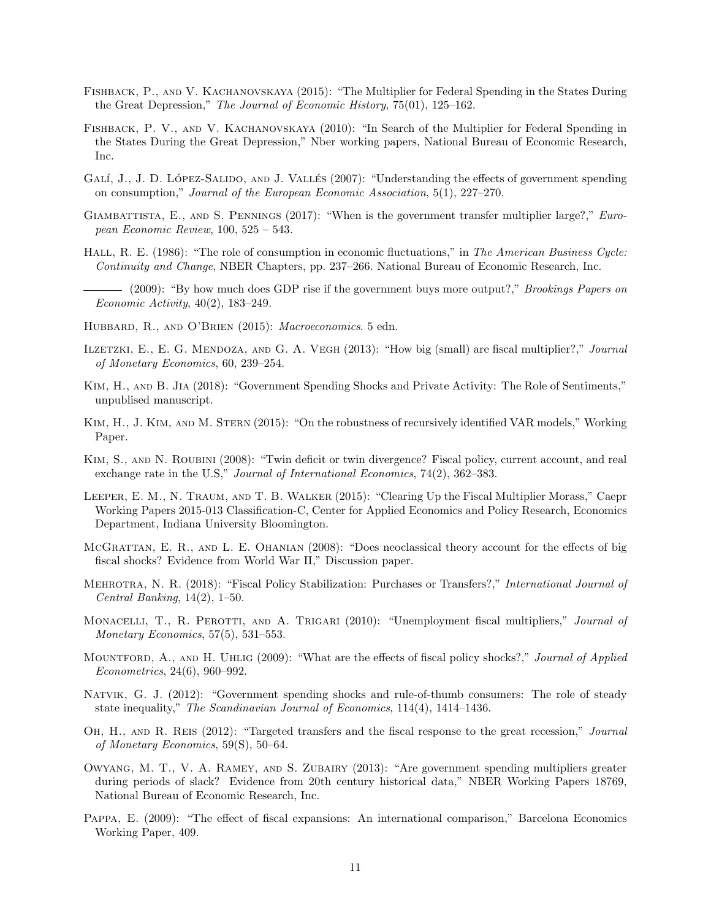Fishback, P., and V. Kachanovskaya (2015): "The Multiplier for Federal Spending in the States During the Great Depression," *The Journal of Economic History*, 75(01), 125–162.

Fishback, P. V., and V. Kachanovskaya (2010): "In Search of the Multiplier for Federal Spending in the States During the Great Depression," Nber working papers, National Bureau of Economic Research, Inc.

Galí, J., J. D. López-Salido, and J. Vallés (2007): "Understanding the effects of government spending on consumption," *Journal of the European Economic Association*, 5(1), 227–270.

Giambattista, E., and S. Pennings (2017): "When is the government transfer multiplier large?," *European Economic Review*, 100, 525 – 543.

Hall, R. E. (1986): "The role of consumption in economic fluctuations," in *The American Business Cycle: Continuity and Change*, NBER Chapters, pp. 237–266. National Bureau of Economic Research, Inc.

——— (2009): "By how much does GDP rise if the government buys more output?," *Brookings Papers on Economic Activity*, 40(2), 183–249.

Hubbard, R., and O'Brien (2015): *Macroeconomics*. 5 edn.

Ilzetzki, E., E. G. Mendoza, and G. A. Vegh (2013): "How big (small) are fiscal multiplier?," *Journal of Monetary Economics*, 60, 239–254.

Kim, H., and B. Jia (2018): "Government Spending Shocks and Private Activity: The Role of Sentiments," unpublised manuscript.

Kim, H., J. Kim, and M. Stern (2015): "On the robustness of recursively identified VAR models," Working Paper.

Kim, S., and N. Roubini (2008): "Twin deficit or twin divergence? Fiscal policy, current account, and real exchange rate in the U.S," *Journal of International Economics*, 74(2), 362–383.

Leeper, E. M., N. Traum, and T. B. Walker (2015): "Clearing Up the Fiscal Multiplier Morass," Caepr Working Papers 2015-013 Classification-C, Center for Applied Economics and Policy Research, Economics Department, Indiana University Bloomington.

McGrattan, E. R., and L. E. Ohanian (2008): "Does neoclassical theory account for the effects of big fiscal shocks? Evidence from World War II," Discussion paper.

Mehrotra, N. R. (2018): "Fiscal Policy Stabilization: Purchases or Transfers?," *International Journal of Central Banking*, 14(2), 1–50.

Monacelli, T., R. Perotti, and A. Trigari (2010): "Unemployment fiscal multipliers," *Journal of Monetary Economics*, 57(5), 531–553.

Mountford, A., and H. Uhlig (2009): "What are the effects of fiscal policy shocks?," *Journal of Applied Econometrics*, 24(6), 960–992.

Natvik, G. J. (2012): "Government spending shocks and rule-of-thumb consumers: The role of steady state inequality," *The Scandinavian Journal of Economics*, 114(4), 1414–1436.

Oh, H., and R. Reis (2012): "Targeted transfers and the fiscal response to the great recession," *Journal of Monetary Economics*, 59(S), 50–64.

Owyang, M. T., V. A. Ramey, and S. Zubairy (2013): "Are government spending multipliers greater during periods of slack? Evidence from 20th century historical data," NBER Working Papers 18769, National Bureau of Economic Research, Inc.

Pappa, E. (2009): "The effect of fiscal expansions: An international comparison," Barcelona Economics Working Paper, 409.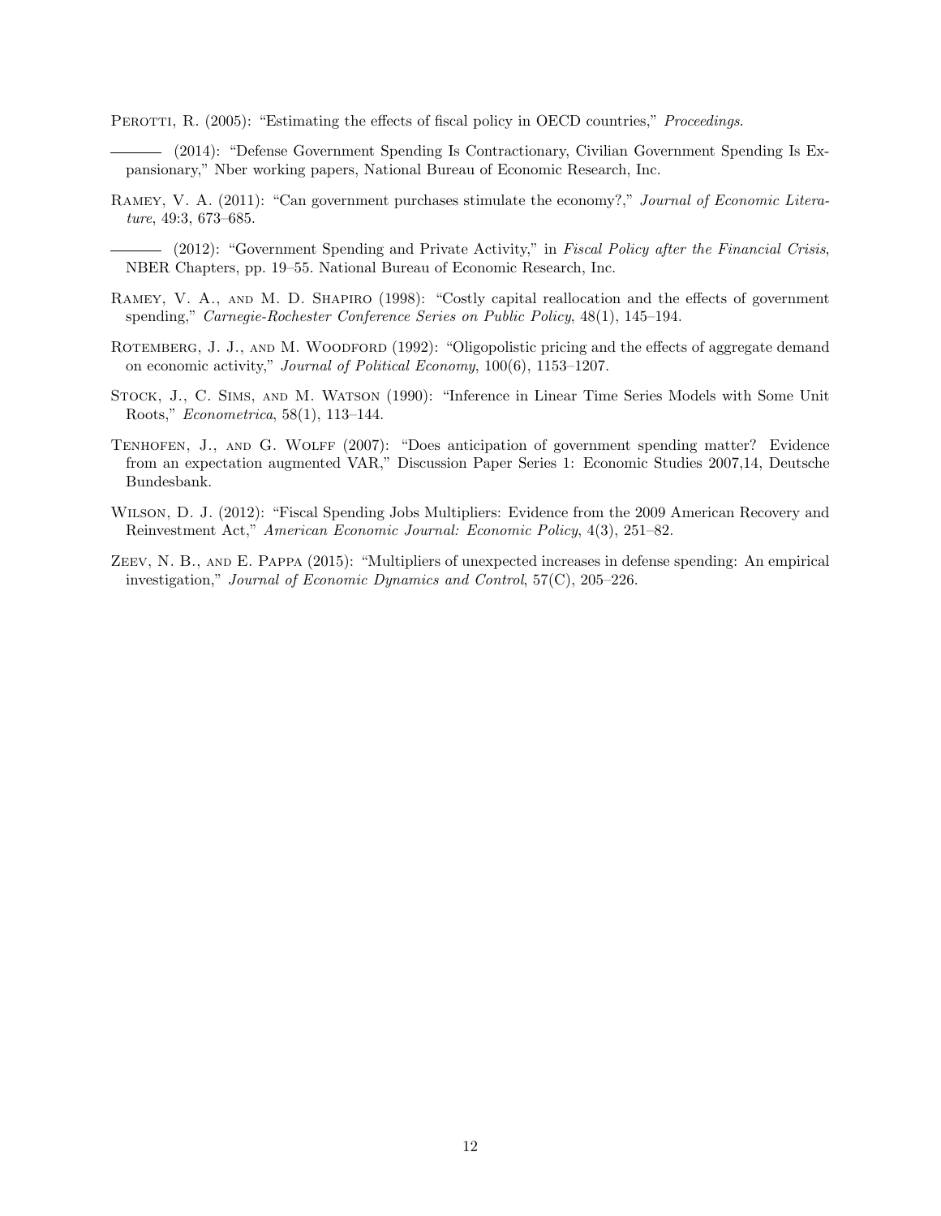Perotti, R. (2005): "Estimating the effects of fiscal policy in OECD countries," *Proceedings*.

——— (2014): "Defense Government Spending Is Contractionary, Civilian Government Spending Is Expansionary," Nber working papers, National Bureau of Economic Research, Inc.

Ramey, V. A. (2011): "Can government purchases stimulate the economy?," *Journal of Economic Literature*, 49:3, 673–685.

——— (2012): "Government Spending and Private Activity," in *Fiscal Policy after the Financial Crisis*, NBER Chapters, pp. 19–55. National Bureau of Economic Research, Inc.

Ramey, V. A., and M. D. Shapiro (1998): "Costly capital reallocation and the effects of government spending," *Carnegie-Rochester Conference Series on Public Policy*, 48(1), 145–194.

Rotemberg, J. J., and M. Woodford (1992): "Oligopolistic pricing and the effects of aggregate demand on economic activity," *Journal of Political Economy*, 100(6), 1153–1207.

Stock, J., C. Sims, and M. Watson (1990): "Inference in Linear Time Series Models with Some Unit Roots," *Econometrica*, 58(1), 113–144.

Tenhofen, J., and G. Wolff (2007): "Does anticipation of government spending matter? Evidence from an expectation augmented VAR," Discussion Paper Series 1: Economic Studies 2007,14, Deutsche Bundesbank.

Wilson, D. J. (2012): "Fiscal Spending Jobs Multipliers: Evidence from the 2009 American Recovery and Reinvestment Act," *American Economic Journal: Economic Policy*, 4(3), 251–82.

Zeev, N. B., and E. Pappa (2015): "Multipliers of unexpected increases in defense spending: An empirical investigation," *Journal of Economic Dynamics and Control*, 57(C), 205–226.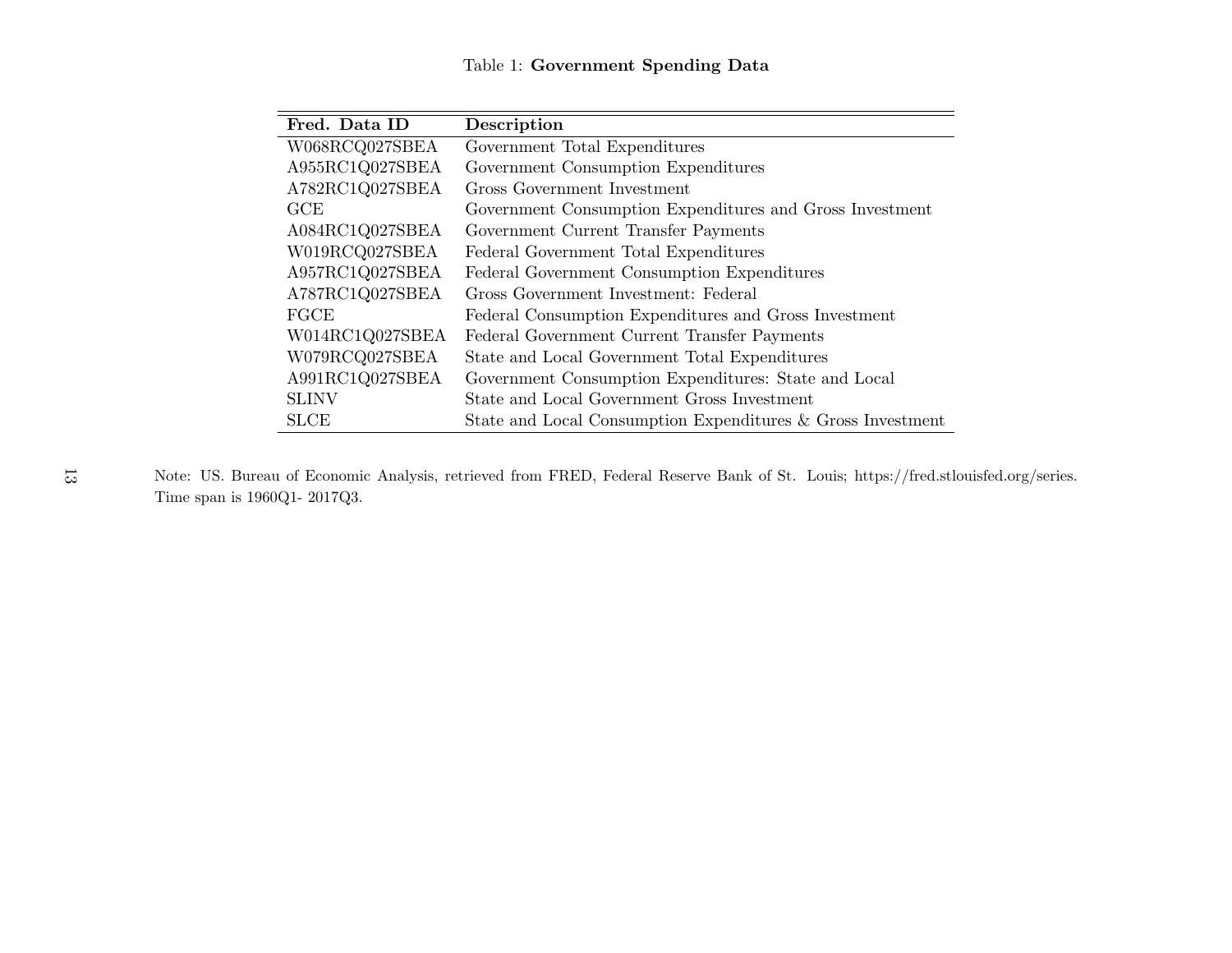Table 1: **Government Spending Data**

| **Fred. Data ID** | **Description** |
|---|---|
| W068RCQ027SBEA | Government Total Expenditures |
| A955RC1Q027SBEA | Government Consumption Expenditures |
| A782RC1Q027SBEA | Gross Government Investment |
| GCE | Government Consumption Expenditures and Gross Investment |
| A084RC1Q027SBEA | Government Current Transfer Payments |
| W019RCQ027SBEA | Federal Government Total Expenditures |
| A957RC1Q027SBEA | Federal Government Consumption Expenditures |
| A787RC1Q027SBEA | Gross Government Investment: Federal |
| FGCE | Federal Consumption Expenditures and Gross Investment |
| W014RC1Q027SBEA | Federal Government Current Transfer Payments |
| W079RCQ027SBEA | State and Local Government Total Expenditures |
| A991RC1Q027SBEA | Government Consumption Expenditures: State and Local |
| SLINV | State and Local Government Gross Investment |
| SLCE | State and Local Consumption Expenditures & Gross Investment |

Note: US. Bureau of Economic Analysis, retrieved from FRED, Federal Reserve Bank of St. Louis; https://fred.stlouisfed.org/series. Time span is 1960Q1- 2017Q3.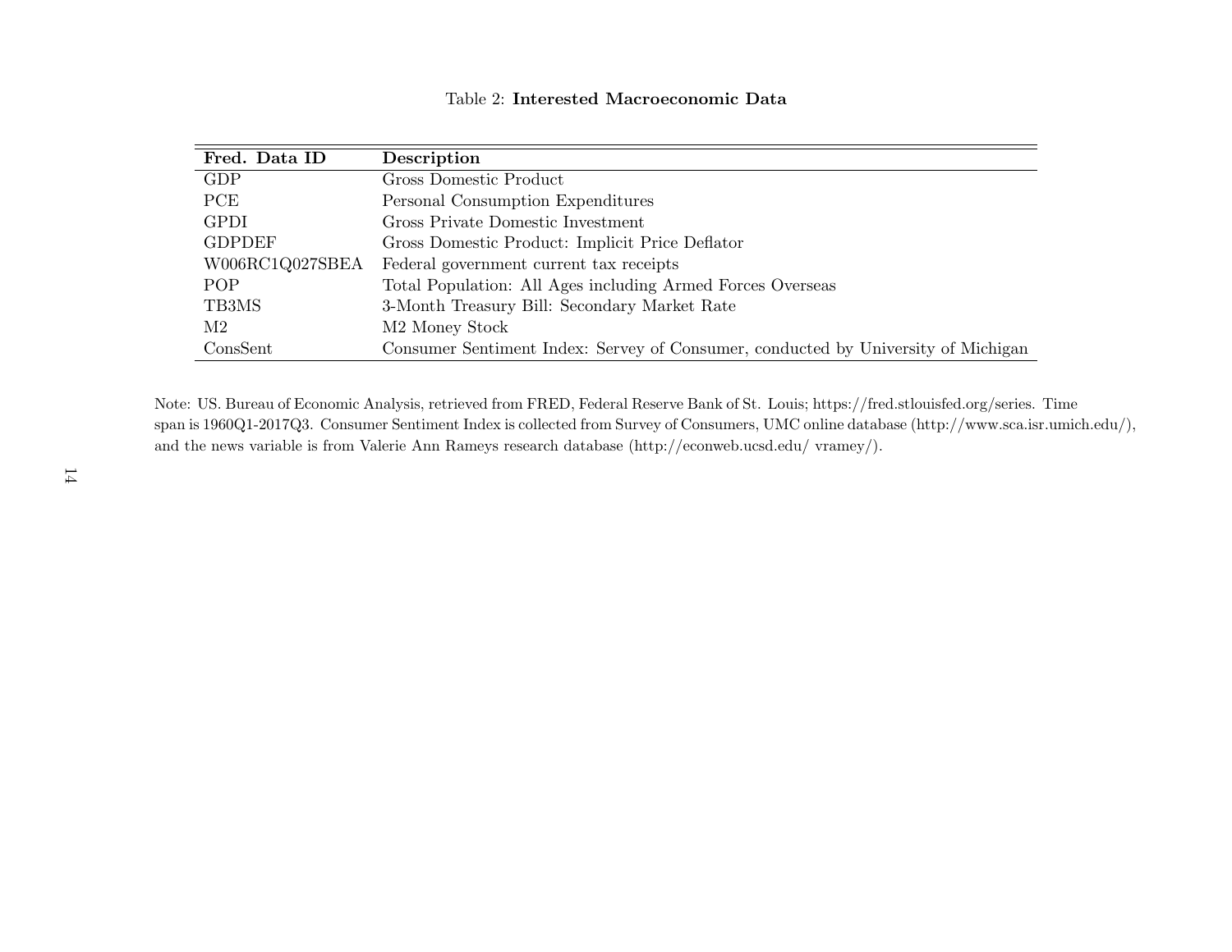Table 2: **Interested Macroeconomic Data**

| **Fred. Data ID** | **Description** |
|---|---|
| GDP | Gross Domestic Product |
| PCE | Personal Consumption Expenditures |
| GPDI | Gross Private Domestic Investment |
| GDPDEF | Gross Domestic Product: Implicit Price Deflator |
| W006RC1Q027SBEA | Federal government current tax receipts |
| POP | Total Population: All Ages including Armed Forces Overseas |
| TB3MS | 3-Month Treasury Bill: Secondary Market Rate |
| M2 | M2 Money Stock |
| ConsSent | Consumer Sentiment Index: Servey of Consumer, conducted by University of Michigan |

Note: US. Bureau of Economic Analysis, retrieved from FRED, Federal Reserve Bank of St. Louis; https://fred.stlouisfed.org/series. Time span is 1960Q1-2017Q3. Consumer Sentiment Index is collected from Survey of Consumers, UMC online database (http://www.sca.isr.umich.edu/), and the news variable is from Valerie Ann Rameys research database (http://econweb.ucsd.edu/ vramey/).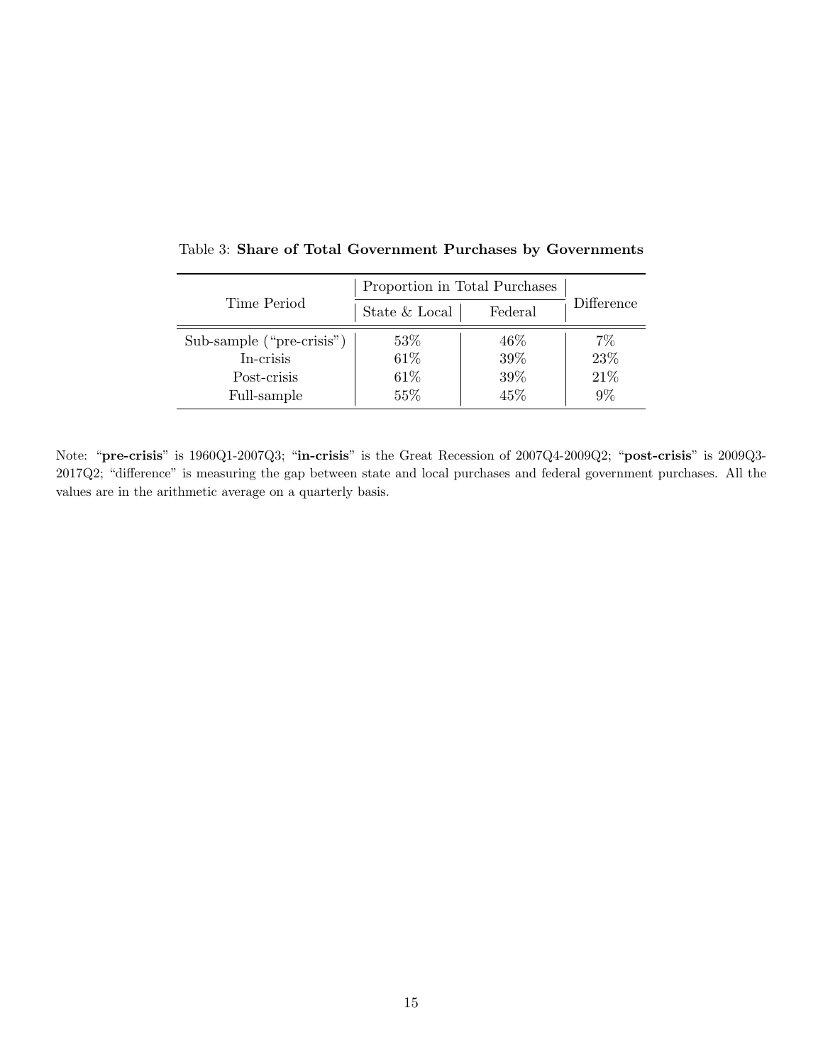Table 3: **Share of Total Government Purchases by Governments**

| Time Period | Proportion in Total Purchases | | Difference |
|---|---|---|---|
| | State & Local | Federal | |
| Sub-sample ("pre-crisis") | 53% | 46% | 7% |
| In-crisis | 61% | 39% | 23% |
| Post-crisis | 61% | 39% | 21% |
| Full-sample | 55% | 45% | 9% |

Note: "**pre-crisis**" is 1960Q1-2007Q3; "**in-crisis**" is the Great Recession of 2007Q4-2009Q2; "**post-crisis**" is 2009Q3-2017Q2; "difference" is measuring the gap between state and local purchases and federal government purchases. All the values are in the arithmetic average on a quarterly basis.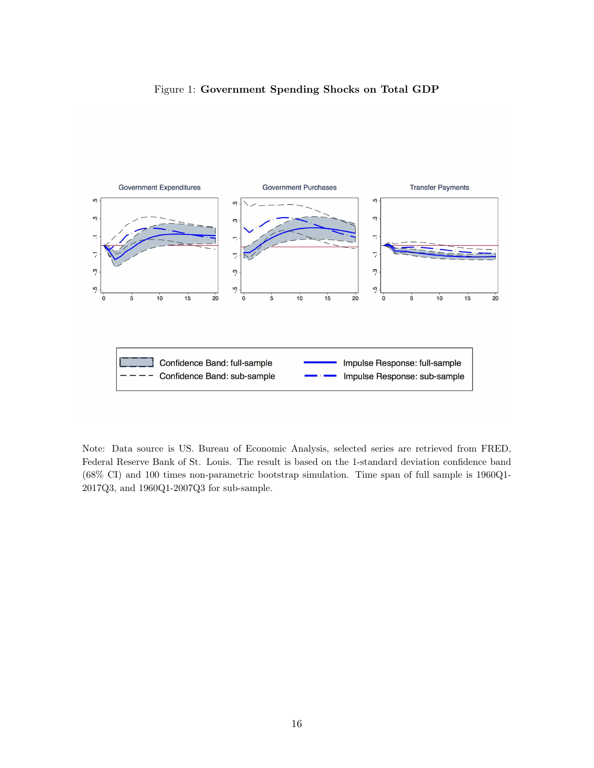Figure 1: **Government Spending Shocks on Total GDP**

Note: Data source is US. Bureau of Economic Analysis, selected series are retrieved from FRED, Federal Reserve Bank of St. Louis. The result is based on the 1-standard deviation confidence band (68% CI) and 100 times non-parametric bootstrap simulation. Time span of full sample is 1960Q1-2017Q3, and 1960Q1-2007Q3 for sub-sample.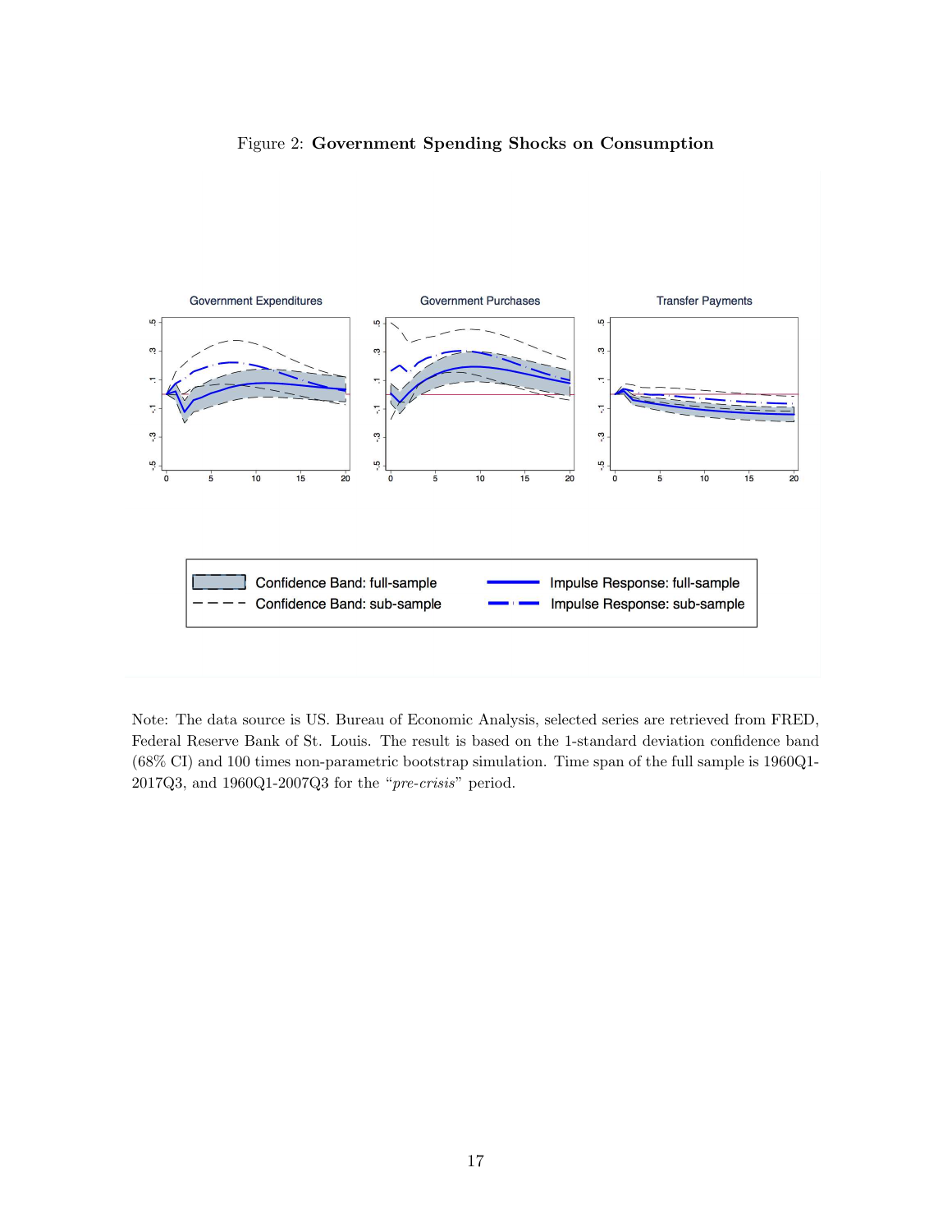Figure 2: **Government Spending Shocks on Consumption**

Note: The data source is US. Bureau of Economic Analysis, selected series are retrieved from FRED, Federal Reserve Bank of St. Louis. The result is based on the 1-standard deviation confidence band (68% CI) and 100 times non-parametric bootstrap simulation. Time span of the full sample is 1960Q1-2017Q3, and 1960Q1-2007Q3 for the "*pre-crisis*" period.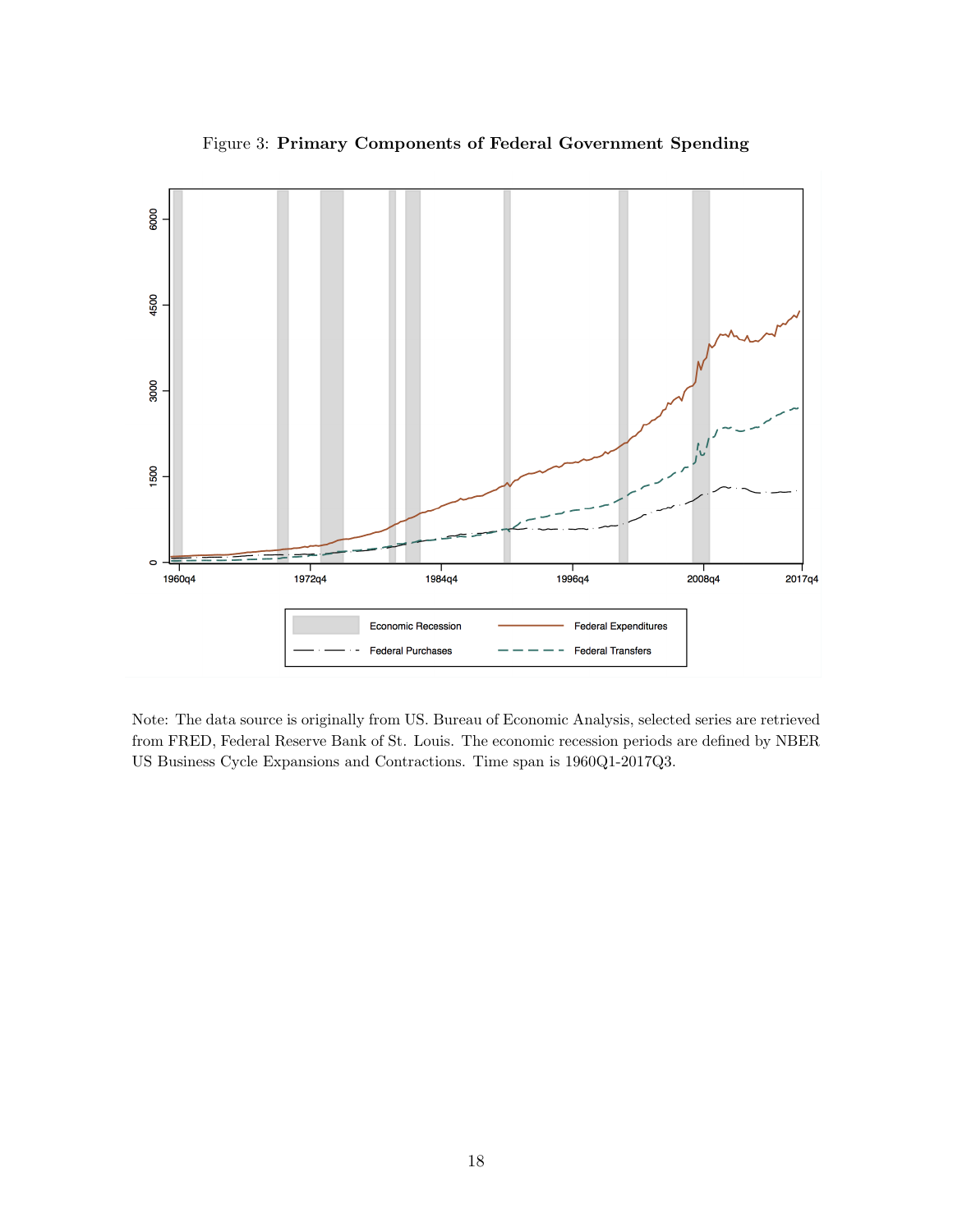Figure 3: **Primary Components of Federal Government Spending**

Note: The data source is originally from US. Bureau of Economic Analysis, selected series are retrieved from FRED, Federal Reserve Bank of St. Louis. The economic recession periods are defined by NBER US Business Cycle Expansions and Contractions. Time span is 1960Q1-2017Q3.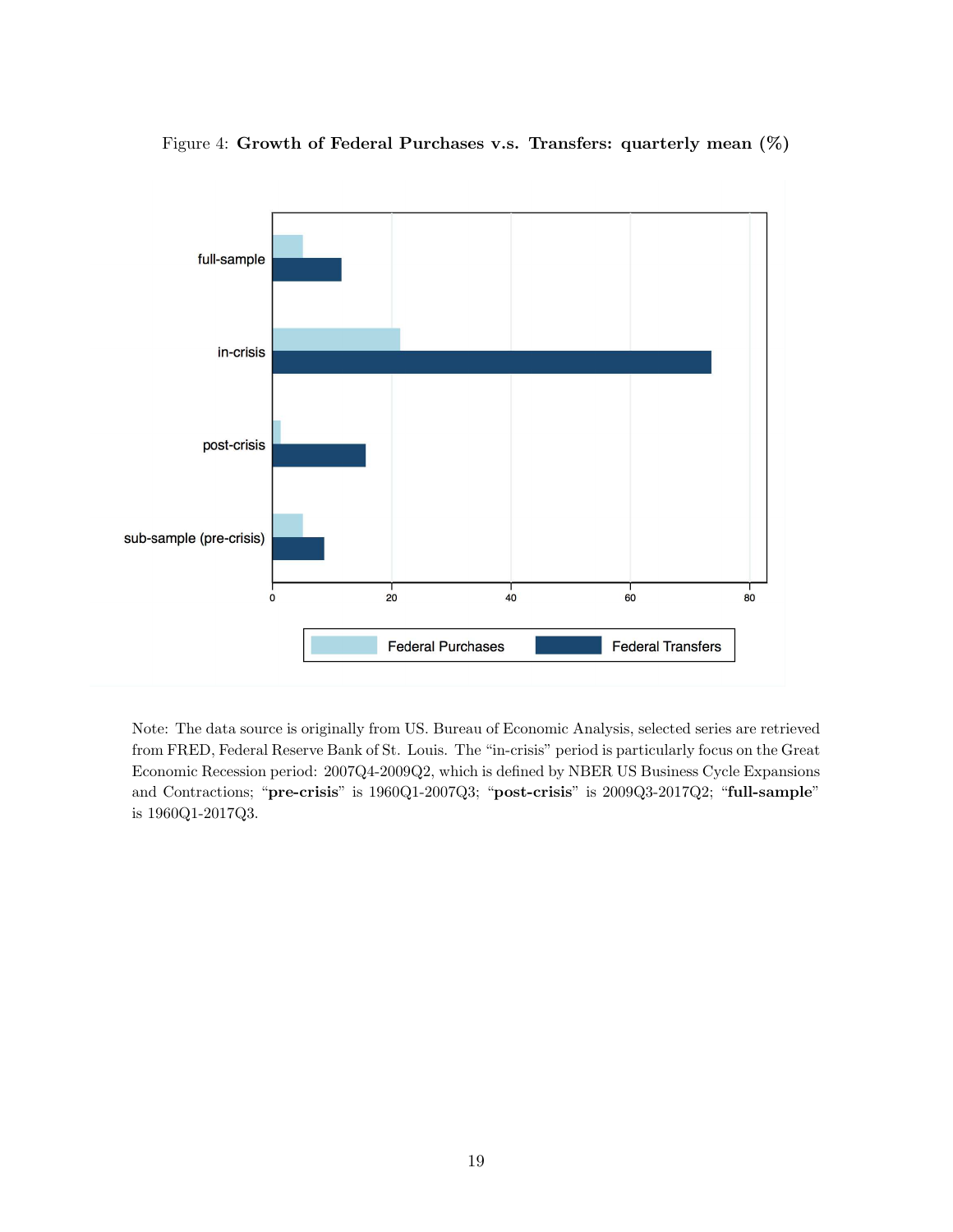Figure 4: **Growth of Federal Purchases v.s. Transfers: quarterly mean (%)**

Note: The data source is originally from US. Bureau of Economic Analysis, selected series are retrieved from FRED, Federal Reserve Bank of St. Louis. The "in-crisis" period is particularly focus on the Great Economic Recession period: 2007Q4-2009Q2, which is defined by NBER US Business Cycle Expansions and Contractions; "**pre-crisis**" is 1960Q1-2007Q3; "**post-crisis**" is 2009Q3-2017Q2; "**full-sample**" is 1960Q1-2017Q3.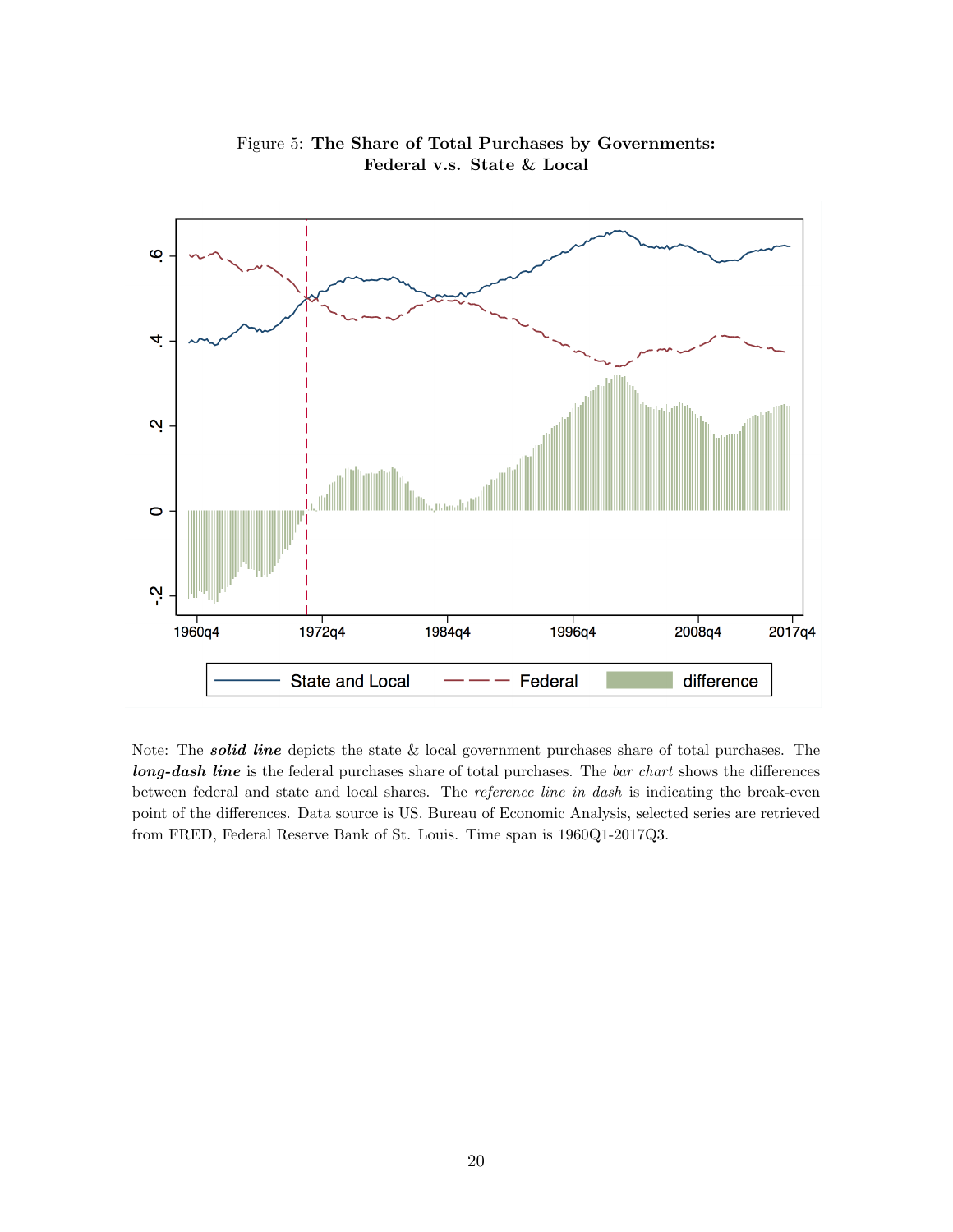Figure 5: **The Share of Total Purchases by Governments: Federal v.s. State & Local**

Note: The ***solid line*** depicts the state & local government purchases share of total purchases. The ***long-dash line*** is the federal purchases share of total purchases. The *bar chart* shows the differences between federal and state and local shares. The *reference line in dash* is indicating the break-even point of the differences. Data source is US. Bureau of Economic Analysis, selected series are retrieved from FRED, Federal Reserve Bank of St. Louis. Time span is 1960Q1-2017Q3.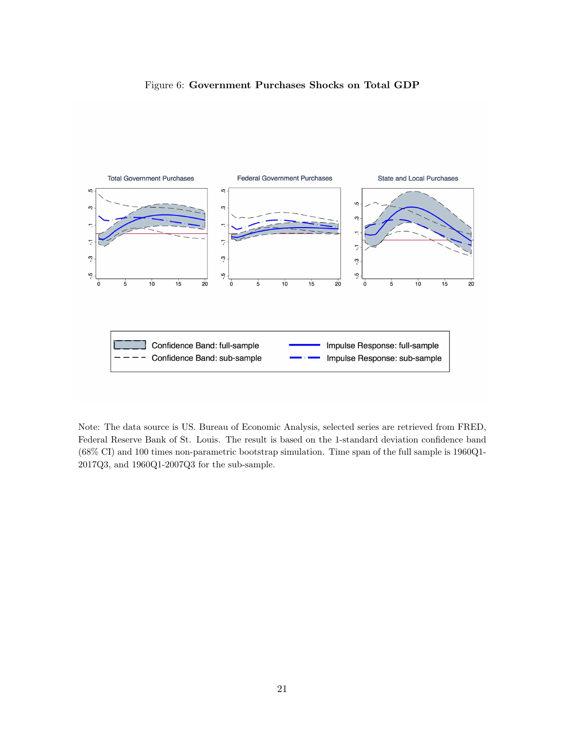Figure 6: **Government Purchases Shocks on Total GDP**

Total Government Purchases

Federal Government Purchases

State and Local Purchases

-.5 -.3 -.1 .1 .3 .5

0 5 10 15 20

Confidence Band: full-sample

Confidence Band: sub-sample

Impulse Response: full-sample

Impulse Response: sub-sample

Note: The data source is US. Bureau of Economic Analysis, selected series are retrieved from FRED, Federal Reserve Bank of St. Louis. The result is based on the 1-standard deviation confidence band (68% CI) and 100 times non-parametric bootstrap simulation. Time span of the full sample is 1960Q1-2017Q3, and 1960Q1-2007Q3 for the sub-sample.